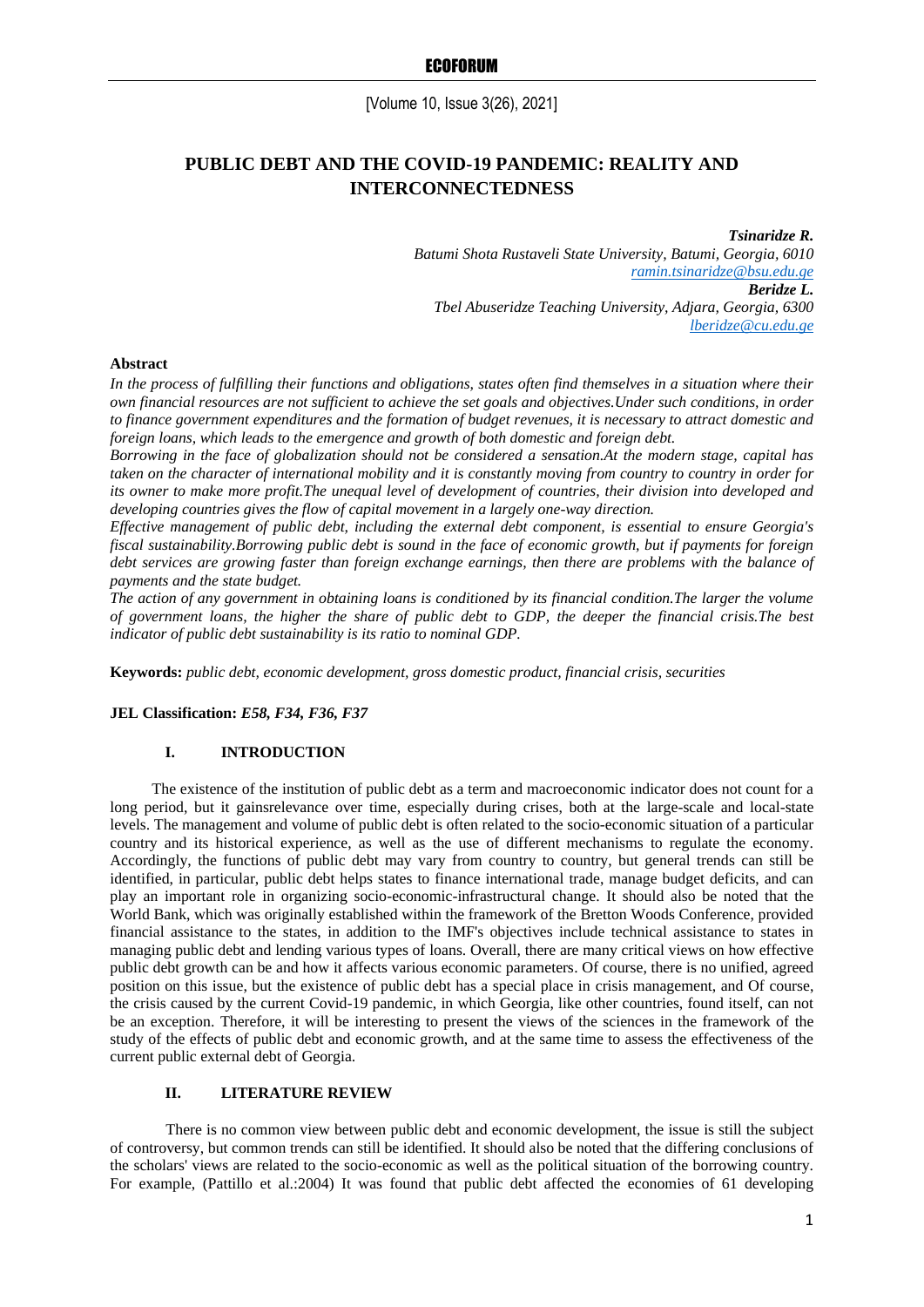# PUBLIC DEBT AND THE COVID-19 PANDEMIC: REALITY AND INTERCONNECTEDNESS

***Tsinaridze R.***
*Batumi Shota Rustaveli State University, Batumi, Georgia, 6010*
*ramin.tsinaridze@bsu.edu.ge*
***Beridze L.***
*Tbel Abuseridze Teaching University, Adjara, Georgia, 6300*
*lberidze@cu.edu.ge*

**Abstract**

*In the process of fulfilling their functions and obligations, states often find themselves in a situation where their own financial resources are not sufficient to achieve the set goals and objectives.Under such conditions, in order to finance government expenditures and the formation of budget revenues, it is necessary to attract domestic and foreign loans, which leads to the emergence and growth of both domestic and foreign debt.*

*Borrowing in the face of globalization should not be considered a sensation.At the modern stage, capital has taken on the character of international mobility and it is constantly moving from country to country in order for its owner to make more profit.The unequal level of development of countries, their division into developed and developing countries gives the flow of capital movement in a largely one-way direction.*

*Effective management of public debt, including the external debt component, is essential to ensure Georgia's fiscal sustainability.Borrowing public debt is sound in the face of economic growth, but if payments for foreign debt services are growing faster than foreign exchange earnings, then there are problems with the balance of payments and the state budget.*

*The action of any government in obtaining loans is conditioned by its financial condition.The larger the volume of government loans, the higher the share of public debt to GDP, the deeper the financial crisis.The best indicator of public debt sustainability is its ratio to nominal GDP.*

**Keywords:** *public debt, economic development, gross domestic product, financial crisis, securities*

**JEL Classification:** ***E58, F34, F36, F37***

## I. INTRODUCTION

The existence of the institution of public debt as a term and macroeconomic indicator does not count for a long period, but it gainsrelevance over time, especially during crises, both at the large-scale and local-state levels. The management and volume of public debt is often related to the socio-economic situation of a particular country and its historical experience, as well as the use of different mechanisms to regulate the economy. Accordingly, the functions of public debt may vary from country to country, but general trends can still be identified, in particular, public debt helps states to finance international trade, manage budget deficits, and can play an important role in organizing socio-economic-infrastructural change. It should also be noted that the World Bank, which was originally established within the framework of the Bretton Woods Conference, provided financial assistance to the states, in addition to the IMF's objectives include technical assistance to states in managing public debt and lending various types of loans. Overall, there are many critical views on how effective public debt growth can be and how it affects various economic parameters. Of course, there is no unified, agreed position on this issue, but the existence of public debt has a special place in crisis management, and Of course, the crisis caused by the current Covid-19 pandemic, in which Georgia, like other countries, found itself, can not be an exception. Therefore, it will be interesting to present the views of the sciences in the framework of the study of the effects of public debt and economic growth, and at the same time to assess the effectiveness of the current public external debt of Georgia.

## II. LITERATURE REVIEW

There is no common view between public debt and economic development, the issue is still the subject of controversy, but common trends can still be identified. It should also be noted that the differing conclusions of the scholars' views are related to the socio-economic as well as the political situation of the borrowing country. For example, (Pattillo et al.:2004) It was found that public debt affected the economies of 61 developing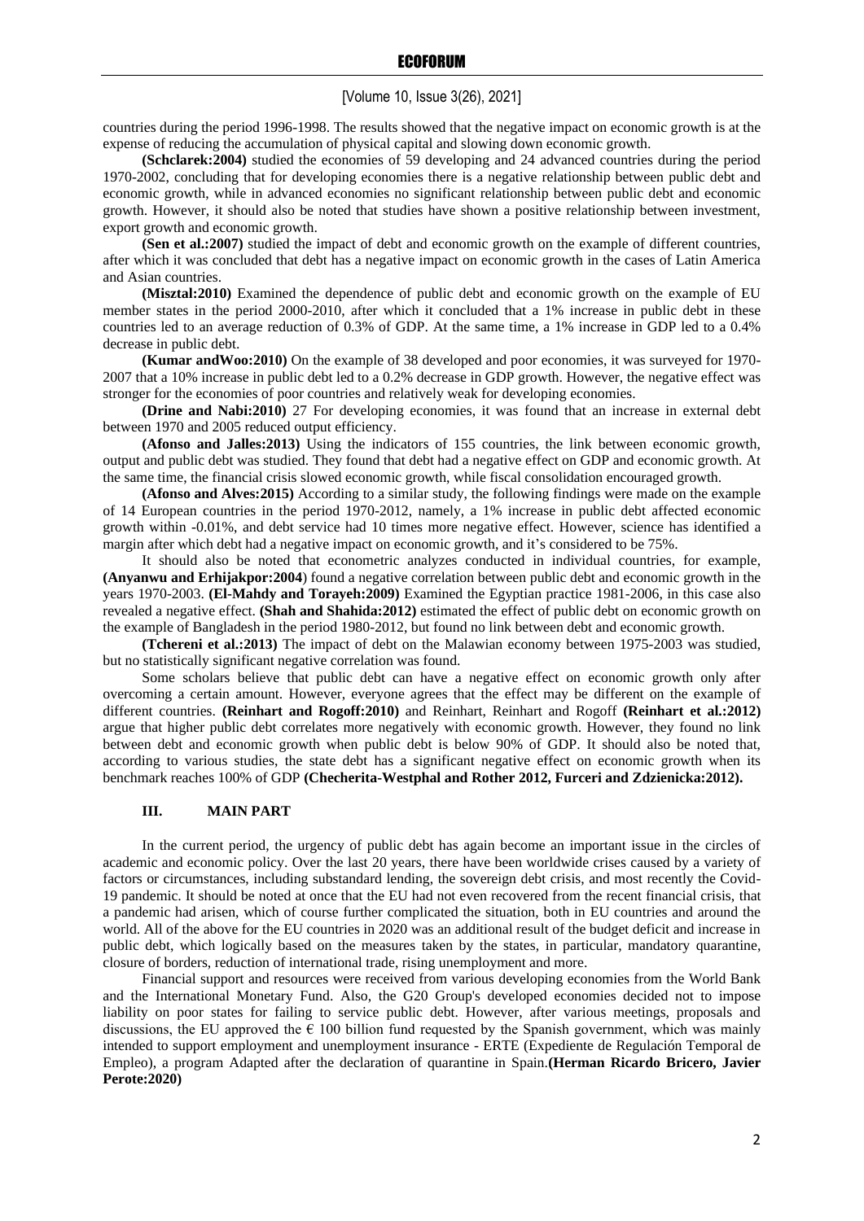countries during the period 1996-1998. The results showed that the negative impact on economic growth is at the expense of reducing the accumulation of physical capital and slowing down economic growth.

**(Schclarek:2004)** studied the economies of 59 developing and 24 advanced countries during the period 1970-2002, concluding that for developing economies there is a negative relationship between public debt and economic growth, while in advanced economies no significant relationship between public debt and economic growth. However, it should also be noted that studies have shown a positive relationship between investment, export growth and economic growth.

**(Sen et al.:2007)** studied the impact of debt and economic growth on the example of different countries, after which it was concluded that debt has a negative impact on economic growth in the cases of Latin America and Asian countries.

**(Misztal:2010)** Examined the dependence of public debt and economic growth on the example of EU member states in the period 2000-2010, after which it concluded that a 1% increase in public debt in these countries led to an average reduction of 0.3% of GDP. At the same time, a 1% increase in GDP led to a 0.4% decrease in public debt.

**(Kumar andWoo:2010)** On the example of 38 developed and poor economies, it was surveyed for 1970-2007 that a 10% increase in public debt led to a 0.2% decrease in GDP growth. However, the negative effect was stronger for the economies of poor countries and relatively weak for developing economies.

**(Drine and Nabi:2010)** 27 For developing economies, it was found that an increase in external debt between 1970 and 2005 reduced output efficiency.

**(Afonso and Jalles:2013)** Using the indicators of 155 countries, the link between economic growth, output and public debt was studied. They found that debt had a negative effect on GDP and economic growth. At the same time, the financial crisis slowed economic growth, while fiscal consolidation encouraged growth.

**(Afonso and Alves:2015)** According to a similar study, the following findings were made on the example of 14 European countries in the period 1970-2012, namely, a 1% increase in public debt affected economic growth within -0.01%, and debt service had 10 times more negative effect. However, science has identified a margin after which debt had a negative impact on economic growth, and it's considered to be 75%.

It should also be noted that econometric analyzes conducted in individual countries, for example, **(Anyanwu and Erhijakpor:2004**) found a negative correlation between public debt and economic growth in the years 1970-2003. **(El-Mahdy and Torayeh:2009)** Examined the Egyptian practice 1981-2006, in this case also revealed a negative effect. **(Shah and Shahida:2012)** estimated the effect of public debt on economic growth on the example of Bangladesh in the period 1980-2012, but found no link between debt and economic growth.

**(Tchereni et al.:2013)** The impact of debt on the Malawian economy between 1975-2003 was studied, but no statistically significant negative correlation was found.

Some scholars believe that public debt can have a negative effect on economic growth only after overcoming a certain amount. However, everyone agrees that the effect may be different on the example of different countries. **(Reinhart and Rogoff:2010)** and Reinhart, Reinhart and Rogoff **(Reinhart et al.:2012)** argue that higher public debt correlates more negatively with economic growth. However, they found no link between debt and economic growth when public debt is below 90% of GDP. It should also be noted that, according to various studies, the state debt has a significant negative effect on economic growth when its benchmark reaches 100% of GDP **(Checherita-Westphal and Rother 2012, Furceri and Zdzienicka:2012).**

## III. MAIN PART

In the current period, the urgency of public debt has again become an important issue in the circles of academic and economic policy. Over the last 20 years, there have been worldwide crises caused by a variety of factors or circumstances, including substandard lending, the sovereign debt crisis, and most recently the Covid-19 pandemic. It should be noted at once that the EU had not even recovered from the recent financial crisis, that a pandemic had arisen, which of course further complicated the situation, both in EU countries and around the world. All of the above for the EU countries in 2020 was an additional result of the budget deficit and increase in public debt, which logically based on the measures taken by the states, in particular, mandatory quarantine, closure of borders, reduction of international trade, rising unemployment and more.

Financial support and resources were received from various developing economies from the World Bank and the International Monetary Fund. Also, the G20 Group's developed economies decided not to impose liability on poor states for failing to service public debt. However, after various meetings, proposals and discussions, the EU approved the € 100 billion fund requested by the Spanish government, which was mainly intended to support employment and unemployment insurance - ERTE (Expediente de Regulación Temporal de Empleo), a program Adapted after the declaration of quarantine in Spain.**(Herman Ricardo Bricero, Javier Perote:2020)**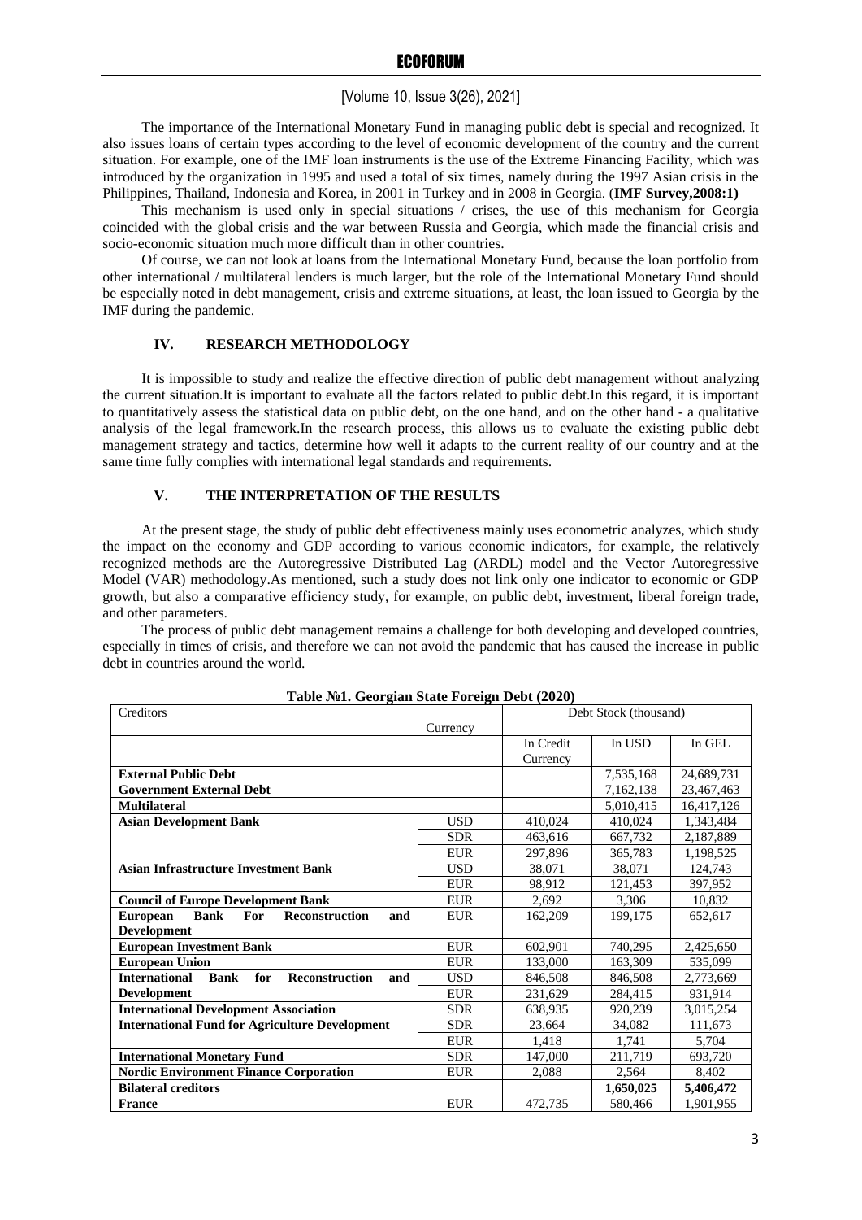The importance of the International Monetary Fund in managing public debt is special and recognized. It also issues loans of certain types according to the level of economic development of the country and the current situation. For example, one of the IMF loan instruments is the use of the Extreme Financing Facility, which was introduced by the organization in 1995 and used a total of six times, namely during the 1997 Asian crisis in the Philippines, Thailand, Indonesia and Korea, in 2001 in Turkey and in 2008 in Georgia. (**IMF Survey,2008:1)**

This mechanism is used only in special situations / crises, the use of this mechanism for Georgia coincided with the global crisis and the war between Russia and Georgia, which made the financial crisis and socio-economic situation much more difficult than in other countries.

Of course, we can not look at loans from the International Monetary Fund, because the loan portfolio from other international / multilateral lenders is much larger, but the role of the International Monetary Fund should be especially noted in debt management, crisis and extreme situations, at least, the loan issued to Georgia by the IMF during the pandemic.

## IV. RESEARCH METHODOLOGY

It is impossible to study and realize the effective direction of public debt management without analyzing the current situation.It is important to evaluate all the factors related to public debt.In this regard, it is important to quantitatively assess the statistical data on public debt, on the one hand, and on the other hand - a qualitative analysis of the legal framework.In the research process, this allows us to evaluate the existing public debt management strategy and tactics, determine how well it adapts to the current reality of our country and at the same time fully complies with international legal standards and requirements.

## V. THE INTERPRETATION OF THE RESULTS

At the present stage, the study of public debt effectiveness mainly uses econometric analyzes, which study the impact on the economy and GDP according to various economic indicators, for example, the relatively recognized methods are the Autoregressive Distributed Lag (ARDL) model and the Vector Autoregressive Model (VAR) methodology.As mentioned, such a study does not link only one indicator to economic or GDP growth, but also a comparative efficiency study, for example, on public debt, investment, liberal foreign trade, and other parameters.

The process of public debt management remains a challenge for both developing and developed countries, especially in times of crisis, and therefore we can not avoid the pandemic that has caused the increase in public debt in countries around the world.

**Table №1. Georgian State Foreign Debt (2020)**

| Creditors | Currency | Debt Stock (thousand) | | |
|---|---|---|---|---|
| | | In Credit Currency | In USD | In GEL |
| **External Public Debt** | | | 7,535,168 | 24,689,731 |
| **Government External Debt** | | | 7,162,138 | 23,467,463 |
| **Multilateral** | | | 5,010,415 | 16,417,126 |
| **Asian Development Bank** | USD | 410,024 | 410,024 | 1,343,484 |
| | SDR | 463,616 | 667,732 | 2,187,889 |
| | EUR | 297,896 | 365,783 | 1,198,525 |
| **Asian Infrastructure Investment Bank** | USD | 38,071 | 38,071 | 124,743 |
| | EUR | 98,912 | 121,453 | 397,952 |
| **Council of Europe Development Bank** | EUR | 2,692 | 3,306 | 10,832 |
| **European Bank For Reconstruction and Development** | EUR | 162,209 | 199,175 | 652,617 |
| **European Investment Bank** | EUR | 602,901 | 740,295 | 2,425,650 |
| **European Union** | EUR | 133,000 | 163,309 | 535,099 |
| **International Bank for Reconstruction and Development** | USD | 846,508 | 846,508 | 2,773,669 |
| | EUR | 231,629 | 284,415 | 931,914 |
| **International Development Association** | SDR | 638,935 | 920,239 | 3,015,254 |
| **International Fund for Agriculture Development** | SDR | 23,664 | 34,082 | 111,673 |
| | EUR | 1,418 | 1,741 | 5,704 |
| **International Monetary Fund** | SDR | 147,000 | 211,719 | 693,720 |
| **Nordic Environment Finance Corporation** | EUR | 2,088 | 2,564 | 8,402 |
| **Bilateral creditors** | | | **1,650,025** | **5,406,472** |
| **France** | EUR | 472,735 | 580,466 | 1,901,955 |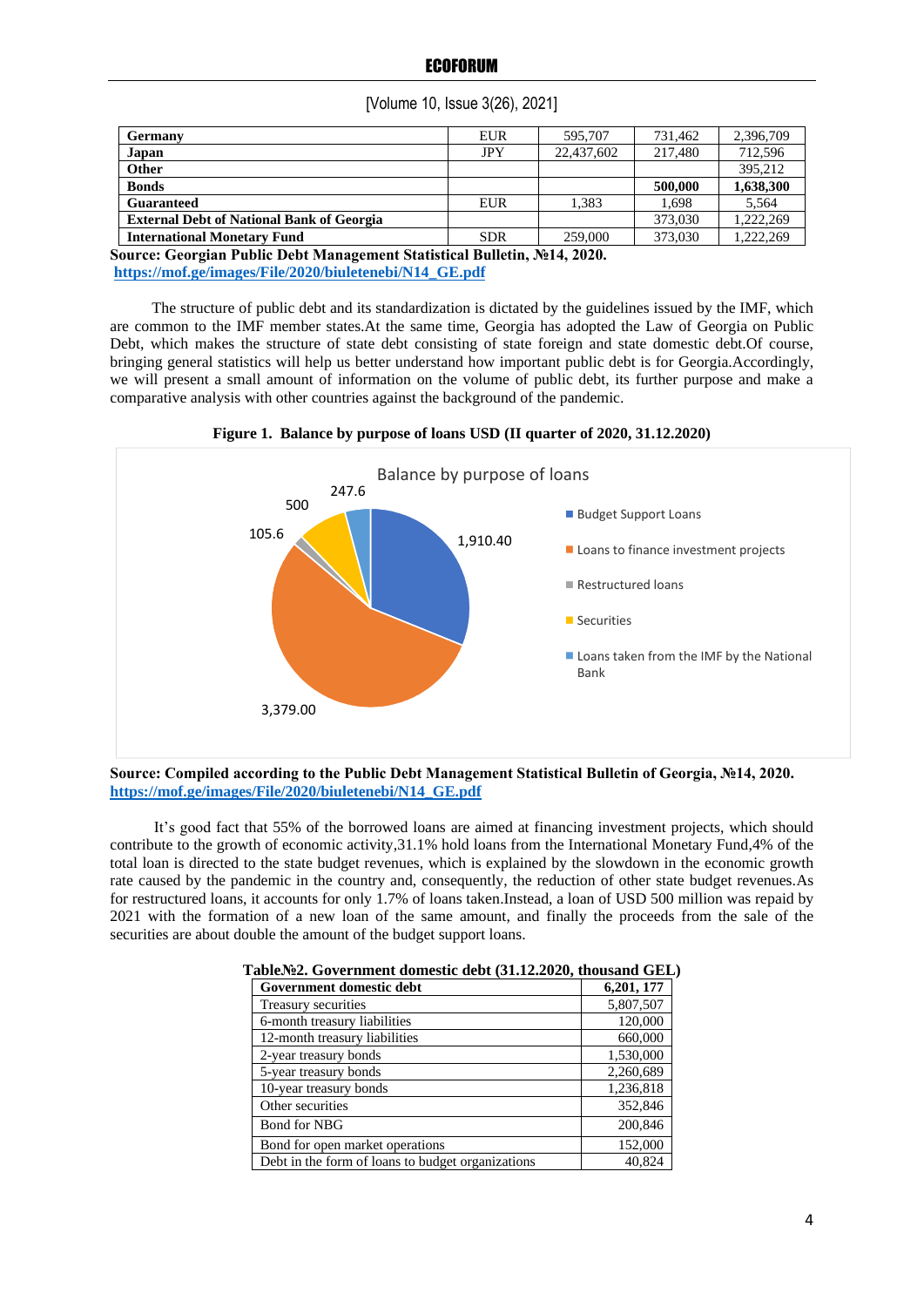| Germany | EUR | 595,707 | 731,462 | 2,396,709 |
|---|---|---|---|---|
| **Japan** | JPY | 22,437,602 | 217,480 | 712,596 |
| **Other** | | | | 395,212 |
| **Bonds** | | | **500,000** | **1,638,300** |
| **Guaranteed** | EUR | 1,383 | 1,698 | 5,564 |
| **External Debt of National Bank of Georgia** | | | 373,030 | 1,222,269 |
| **International Monetary Fund** | SDR | 259,000 | 373,030 | 1,222,269 |

**Source: Georgian Public Debt Management Statistical Bulletin, №14, 2020.**
**https://mof.ge/images/File/2020/biuletenebi/N14_GE.pdf**

The structure of public debt and its standardization is dictated by the guidelines issued by the IMF, which are common to the IMF member states.At the same time, Georgia has adopted the Law of Georgia on Public Debt, which makes the structure of state debt consisting of state foreign and state domestic debt.Of course, bringing general statistics will help us better understand how important public debt is for Georgia.Accordingly, we will present a small amount of information on the volume of public debt, its further purpose and make a comparative analysis with other countries against the background of the pandemic.

**Figure 1. Balance by purpose of loans USD (II quarter of 2020, 31.12.2020)**

Balance by purpose of loans

| Purpose | Value |
|---|---|
| Budget Support Loans | 1,910.40 |
| Loans to finance investment projects | 3,379.00 |
| Restructured loans | 105.6 |
| Securities | 500 |
| Loans taken from the IMF by the National Bank | 247.6 |

**Source: Compiled according to the Public Debt Management Statistical Bulletin of Georgia, №14, 2020.** **https://mof.ge/images/File/2020/biuletenebi/N14_GE.pdf**

It's good fact that 55% of the borrowed loans are aimed at financing investment projects, which should contribute to the growth of economic activity,31.1% hold loans from the International Monetary Fund,4% of the total loan is directed to the state budget revenues, which is explained by the slowdown in the economic growth rate caused by the pandemic in the country and, consequently, the reduction of other state budget revenues.As for restructured loans, it accounts for only 1.7% of loans taken.Instead, a loan of USD 500 million was repaid by 2021 with the formation of a new loan of the same amount, and finally the proceeds from the sale of the securities are about double the amount of the budget support loans.

**Table№2. Government domestic debt (31.12.2020, thousand GEL)**

| **Government domestic debt** | **6,201, 177** |
|---|---|
| Treasury securities | 5,807,507 |
| 6-month treasury liabilities | 120,000 |
| 12-month treasury liabilities | 660,000 |
| 2-year treasury bonds | 1,530,000 |
| 5-year treasury bonds | 2,260,689 |
| 10-year treasury bonds | 1,236,818 |
| Other securities | 352,846 |
| Bond for NBG | 200,846 |
| Bond for open market operations | 152,000 |
| Debt in the form of loans to budget organizations | 40,824 |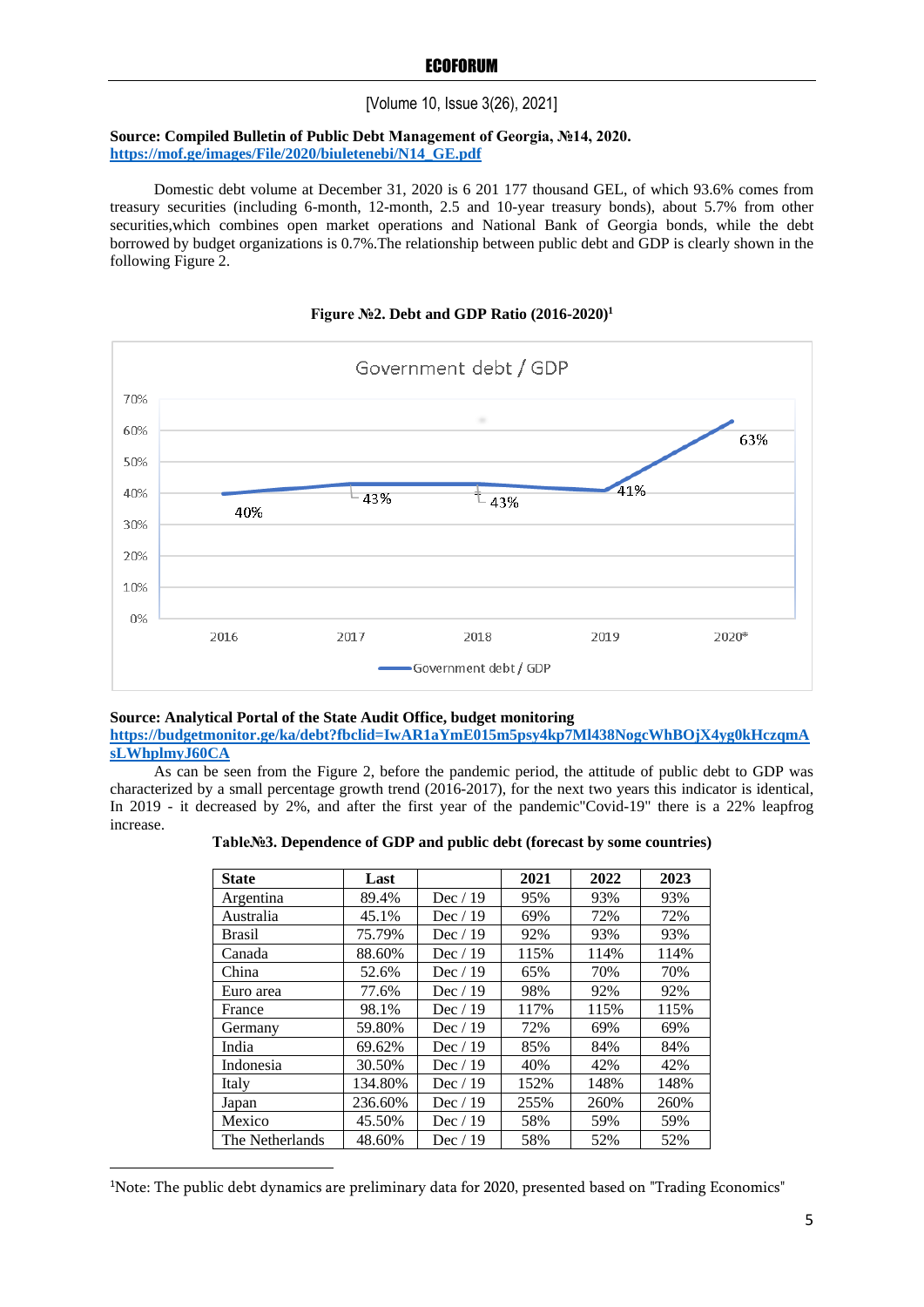**Source: Compiled Bulletin of Public Debt Management of Georgia, №14, 2020.**
**https://mof.ge/images/File/2020/biuletenebi/N14_GE.pdf**

Domestic debt volume at December 31, 2020 is 6 201 177 thousand GEL, of which 93.6% comes from treasury securities (including 6-month, 12-month, 2.5 and 10-year treasury bonds), about 5.7% from other securities,which combines open market operations and National Bank of Georgia bonds, while the debt borrowed by budget organizations is 0.7%.The relationship between public debt and GDP is clearly shown in the following Figure 2.

**Figure №2. Debt and GDP Ratio (2016-2020)[1]**

**Source: Analytical Portal of the State Audit Office, budget monitoring**
**https://budgetmonitor.ge/ka/debt?fbclid=IwAR1aYmE015m5psy4kp7Ml438NogcWhBOjX4yg0kHczqmAsLWhplmyJ60CA**

As can be seen from the Figure 2, before the pandemic period, the attitude of public debt to GDP was characterized by a small percentage growth trend (2016-2017), for the next two years this indicator is identical, In 2019 - it decreased by 2%, and after the first year of the pandemic"Covid-19" there is a 22% leapfrog increase.

**Table№3. Dependence of GDP and public debt (forecast by some countries)**

| State | Last | | 2021 | 2022 | 2023 |
|---|---|---|---|---|---|
| Argentina | 89.4% | Dec / 19 | 95% | 93% | 93% |
| Australia | 45.1% | Dec / 19 | 69% | 72% | 72% |
| Brasil | 75.79% | Dec / 19 | 92% | 93% | 93% |
| Canada | 88.60% | Dec / 19 | 115% | 114% | 114% |
| China | 52.6% | Dec / 19 | 65% | 70% | 70% |
| Euro area | 77.6% | Dec / 19 | 98% | 92% | 92% |
| France | 98.1% | Dec / 19 | 117% | 115% | 115% |
| Germany | 59.80% | Dec / 19 | 72% | 69% | 69% |
| India | 69.62% | Dec / 19 | 85% | 84% | 84% |
| Indonesia | 30.50% | Dec / 19 | 40% | 42% | 42% |
| Italy | 134.80% | Dec / 19 | 152% | 148% | 148% |
| Japan | 236.60% | Dec / 19 | 255% | 260% | 260% |
| Mexico | 45.50% | Dec / 19 | 58% | 59% | 59% |
| The Netherlands | 48.60% | Dec / 19 | 58% | 52% | 52% |

[1]Note: The public debt dynamics are preliminary data for 2020, presented based on "Trading Economics"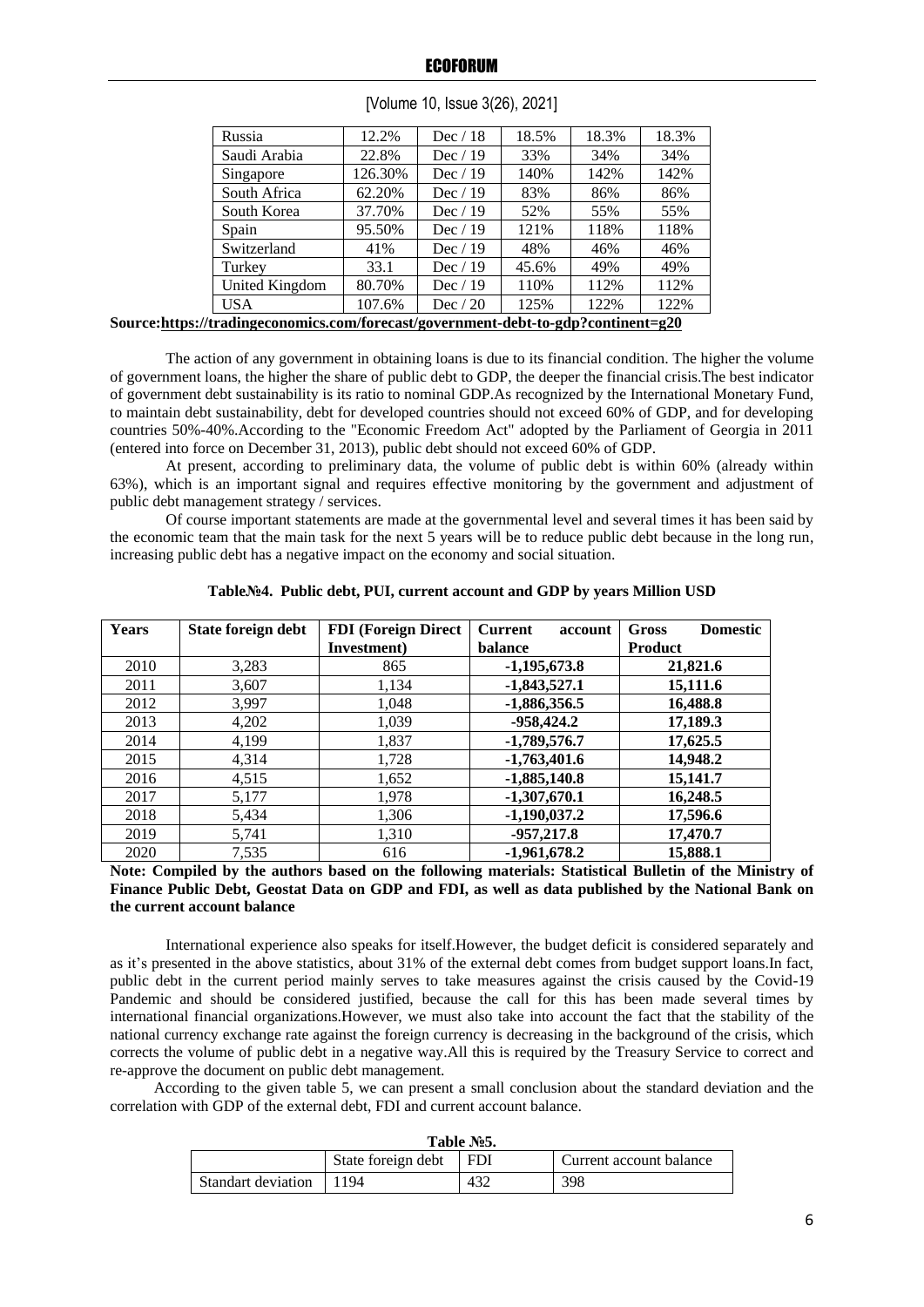| Russia | 12.2% | Dec / 18 | 18.5% | 18.3% | 18.3% |
|---|---|---|---|---|---|
| Saudi Arabia | 22.8% | Dec / 19 | 33% | 34% | 34% |
| Singapore | 126.30% | Dec / 19 | 140% | 142% | 142% |
| South Africa | 62.20% | Dec / 19 | 83% | 86% | 86% |
| South Korea | 37.70% | Dec / 19 | 52% | 55% | 55% |
| Spain | 95.50% | Dec / 19 | 121% | 118% | 118% |
| Switzerland | 41% | Dec / 19 | 48% | 46% | 46% |
| Turkey | 33.1 | Dec / 19 | 45.6% | 49% | 49% |
| United Kingdom | 80.70% | Dec / 19 | 110% | 112% | 112% |
| USA | 107.6% | Dec / 20 | 125% | 122% | 122% |

**Source:https://tradingeconomics.com/forecast/government-debt-to-gdp?continent=g20**

The action of any government in obtaining loans is due to its financial condition. The higher the volume of government loans, the higher the share of public debt to GDP, the deeper the financial crisis.The best indicator of government debt sustainability is its ratio to nominal GDP.As recognized by the International Monetary Fund, to maintain debt sustainability, debt for developed countries should not exceed 60% of GDP, and for developing countries 50%-40%.According to the "Economic Freedom Act" adopted by the Parliament of Georgia in 2011 (entered into force on December 31, 2013), public debt should not exceed 60% of GDP.

At present, according to preliminary data, the volume of public debt is within 60% (already within 63%), which is an important signal and requires effective monitoring by the government and adjustment of public debt management strategy / services.

Of course important statements are made at the governmental level and several times it has been said by the economic team that the main task for the next 5 years will be to reduce public debt because in the long run, increasing public debt has a negative impact on the economy and social situation.

**Table№4. Public debt, PUI, current account and GDP by years Million USD**

| Years | State foreign debt | FDI (Foreign Direct Investment) | Current account balance | Gross Domestic Product |
|---|---|---|---|---|
| 2010 | 3,283 | 865 | **-1,195,673.8** | **21,821.6** |
| 2011 | 3,607 | 1,134 | **-1,843,527.1** | **15,111.6** |
| 2012 | 3,997 | 1,048 | **-1,886,356.5** | **16,488.8** |
| 2013 | 4,202 | 1,039 | **-958,424.2** | **17,189.3** |
| 2014 | 4,199 | 1,837 | **-1,789,576.7** | **17,625.5** |
| 2015 | 4,314 | 1,728 | **-1,763,401.6** | **14,948.2** |
| 2016 | 4,515 | 1,652 | **-1,885,140.8** | **15,141.7** |
| 2017 | 5,177 | 1,978 | **-1,307,670.1** | **16,248.5** |
| 2018 | 5,434 | 1,306 | **-1,190,037.2** | **17,596.6** |
| 2019 | 5,741 | 1,310 | **-957,217.8** | **17,470.7** |
| 2020 | 7,535 | 616 | **-1,961,678.2** | **15,888.1** |

**Note: Compiled by the authors based on the following materials: Statistical Bulletin of the Ministry of Finance Public Debt, Geostat Data on GDP and FDI, as well as data published by the National Bank on the current account balance**

International experience also speaks for itself.However, the budget deficit is considered separately and as it's presented in the above statistics, about 31% of the external debt comes from budget support loans.In fact, public debt in the current period mainly serves to take measures against the crisis caused by the Covid-19 Pandemic and should be considered justified, because the call for this has been made several times by international financial organizations.However, we must also take into account the fact that the stability of the national currency exchange rate against the foreign currency is decreasing in the background of the crisis, which corrects the volume of public debt in a negative way.All this is required by the Treasury Service to correct and re-approve the document on public debt management.

According to the given table 5, we can present a small conclusion about the standard deviation and the correlation with GDP of the external debt, FDI and current account balance.

**Table №5.**

| | State foreign debt | FDI | Current account balance |
|---|---|---|---|
| Standart deviation | 1194 | 432 | 398 |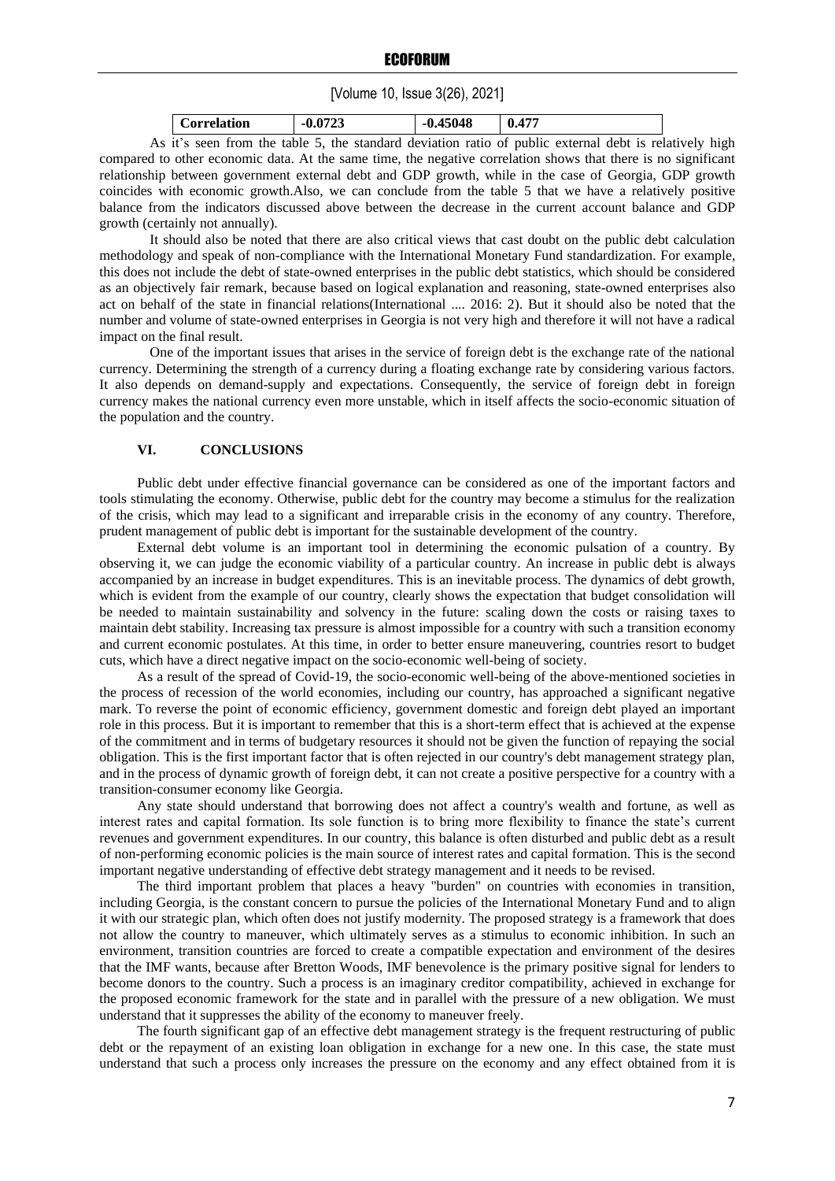| Correlation | -0.0723 | -0.45048 | 0.477 |
|---|---|---|---|

As it's seen from the table 5, the standard deviation ratio of public external debt is relatively high compared to other economic data. At the same time, the negative correlation shows that there is no significant relationship between government external debt and GDP growth, while in the case of Georgia, GDP growth coincides with economic growth.Also, we can conclude from the table 5 that we have a relatively positive balance from the indicators discussed above between the decrease in the current account balance and GDP growth (certainly not annually).

It should also be noted that there are also critical views that cast doubt on the public debt calculation methodology and speak of non-compliance with the International Monetary Fund standardization. For example, this does not include the debt of state-owned enterprises in the public debt statistics, which should be considered as an objectively fair remark, because based on logical explanation and reasoning, state-owned enterprises also act on behalf of the state in financial relations(International .... 2016: 2). But it should also be noted that the number and volume of state-owned enterprises in Georgia is not very high and therefore it will not have a radical impact on the final result.

One of the important issues that arises in the service of foreign debt is the exchange rate of the national currency. Determining the strength of a currency during a floating exchange rate by considering various factors. It also depends on demand-supply and expectations. Consequently, the service of foreign debt in foreign currency makes the national currency even more unstable, which in itself affects the socio-economic situation of the population and the country.

## VI. CONCLUSIONS

Public debt under effective financial governance can be considered as one of the important factors and tools stimulating the economy. Otherwise, public debt for the country may become a stimulus for the realization of the crisis, which may lead to a significant and irreparable crisis in the economy of any country. Therefore, prudent management of public debt is important for the sustainable development of the country.

External debt volume is an important tool in determining the economic pulsation of a country. By observing it, we can judge the economic viability of a particular country. An increase in public debt is always accompanied by an increase in budget expenditures. This is an inevitable process. The dynamics of debt growth, which is evident from the example of our country, clearly shows the expectation that budget consolidation will be needed to maintain sustainability and solvency in the future: scaling down the costs or raising taxes to maintain debt stability. Increasing tax pressure is almost impossible for a country with such a transition economy and current economic postulates. At this time, in order to better ensure maneuvering, countries resort to budget cuts, which have a direct negative impact on the socio-economic well-being of society.

As a result of the spread of Covid-19, the socio-economic well-being of the above-mentioned societies in the process of recession of the world economies, including our country, has approached a significant negative mark. To reverse the point of economic efficiency, government domestic and foreign debt played an important role in this process. But it is important to remember that this is a short-term effect that is achieved at the expense of the commitment and in terms of budgetary resources it should not be given the function of repaying the social obligation. This is the first important factor that is often rejected in our country's debt management strategy plan, and in the process of dynamic growth of foreign debt, it can not create a positive perspective for a country with a transition-consumer economy like Georgia.

Any state should understand that borrowing does not affect a country's wealth and fortune, as well as interest rates and capital formation. Its sole function is to bring more flexibility to finance the state's current revenues and government expenditures. In our country, this balance is often disturbed and public debt as a result of non-performing economic policies is the main source of interest rates and capital formation. This is the second important negative understanding of effective debt strategy management and it needs to be revised.

The third important problem that places a heavy "burden" on countries with economies in transition, including Georgia, is the constant concern to pursue the policies of the International Monetary Fund and to align it with our strategic plan, which often does not justify modernity. The proposed strategy is a framework that does not allow the country to maneuver, which ultimately serves as a stimulus to economic inhibition. In such an environment, transition countries are forced to create a compatible expectation and environment of the desires that the IMF wants, because after Bretton Woods, IMF benevolence is the primary positive signal for lenders to become donors to the country. Such a process is an imaginary creditor compatibility, achieved in exchange for the proposed economic framework for the state and in parallel with the pressure of a new obligation. We must understand that it suppresses the ability of the economy to maneuver freely.

The fourth significant gap of an effective debt management strategy is the frequent restructuring of public debt or the repayment of an existing loan obligation in exchange for a new one. In this case, the state must understand that such a process only increases the pressure on the economy and any effect obtained from it is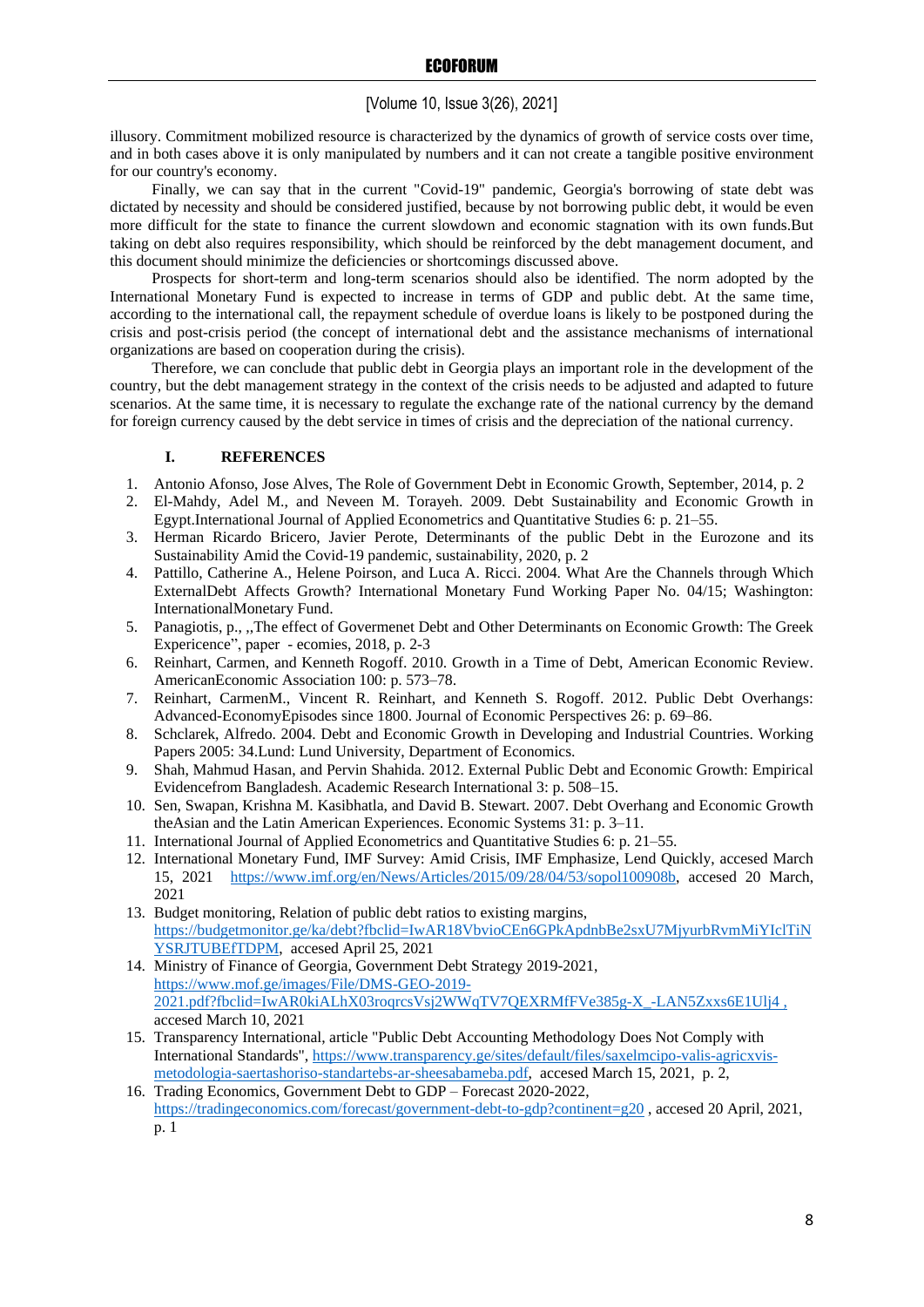illusory. Commitment mobilized resource is characterized by the dynamics of growth of service costs over time, and in both cases above it is only manipulated by numbers and it can not create a tangible positive environment for our country's economy.

Finally, we can say that in the current "Covid-19" pandemic, Georgia's borrowing of state debt was dictated by necessity and should be considered justified, because by not borrowing public debt, it would be even more difficult for the state to finance the current slowdown and economic stagnation with its own funds.But taking on debt also requires responsibility, which should be reinforced by the debt management document, and this document should minimize the deficiencies or shortcomings discussed above.

Prospects for short-term and long-term scenarios should also be identified. The norm adopted by the International Monetary Fund is expected to increase in terms of GDP and public debt. At the same time, according to the international call, the repayment schedule of overdue loans is likely to be postponed during the crisis and post-crisis period (the concept of international debt and the assistance mechanisms of international organizations are based on cooperation during the crisis).

Therefore, we can conclude that public debt in Georgia plays an important role in the development of the country, but the debt management strategy in the context of the crisis needs to be adjusted and adapted to future scenarios. At the same time, it is necessary to regulate the exchange rate of the national currency by the demand for foreign currency caused by the debt service in times of crisis and the depreciation of the national currency.

## I. REFERENCES

1. Antonio Afonso, Jose Alves, The Role of Government Debt in Economic Growth, September, 2014, p. 2
2. El-Mahdy, Adel M., and Neveen M. Torayeh. 2009. Debt Sustainability and Economic Growth in Egypt.International Journal of Applied Econometrics and Quantitative Studies 6: p. 21–55.
3. Herman Ricardo Bricero, Javier Perote, Determinants of the public Debt in the Eurozone and its Sustainability Amid the Covid-19 pandemic, sustainability, 2020, p. 2
4. Pattillo, Catherine A., Helene Poirson, and Luca A. Ricci. 2004. What Are the Channels through Which ExternalDebt Affects Growth? International Monetary Fund Working Paper No. 04/15; Washington: InternationalMonetary Fund.
5. Panagiotis, p., ,,The effect of Governenet Debt and Other Determinants on Economic Growth: The Greek Expericence", paper - ecomies, 2018, p. 2-3
6. Reinhart, Carmen, and Kenneth Rogoff. 2010. Growth in a Time of Debt, American Economic Review. AmericanEconomic Association 100: p. 573–78.
7. Reinhart, CarmenM., Vincent R. Reinhart, and Kenneth S. Rogoff. 2012. Public Debt Overhangs: Advanced-EconomyEpisodes since 1800. Journal of Economic Perspectives 26: p. 69–86.
8. Schclarek, Alfredo. 2004. Debt and Economic Growth in Developing and Industrial Countries. Working Papers 2005: 34.Lund: Lund University, Department of Economics.
9. Shah, Mahmud Hasan, and Pervin Shahida. 2012. External Public Debt and Economic Growth: Empirical Evidencefrom Bangladesh. Academic Research International 3: p. 508–15.
10. Sen, Swapan, Krishna M. Kasibhatla, and David B. Stewart. 2007. Debt Overhang and Economic Growth theAsian and the Latin American Experiences. Economic Systems 31: p. 3–11.
11. International Journal of Applied Econometrics and Quantitative Studies 6: p. 21–55.
12. International Monetary Fund, IMF Survey: Amid Crisis, IMF Emphasize, Lend Quickly, accesed March 15, 2021 https://www.imf.org/en/News/Articles/2015/09/28/04/53/sopol100908b, accesed 20 March, 2021
13. Budget monitoring, Relation of public debt ratios to existing margins, https://budgetmonitor.ge/ka/debt?fbclid=IwAR18VbvioCEn6GPkApdnbBe2sxU7MjyurbRvmMiYIclTiNYSRJTUBEfTDPM, accesed April 25, 2021
14. Ministry of Finance of Georgia, Government Debt Strategy 2019-2021, https://www.mof.ge/images/File/DMS-GEO-2019-2021.pdf?fbclid=IwAR0kiALhX03roqrcsVsj2WWqTV7QEXRMfFVe385g-X_-LAN5Zxxs6E1Ulj4 , accesed March 10, 2021
15. Transparency International, article "Public Debt Accounting Methodology Does Not Comply with International Standards", https://www.transparency.ge/sites/default/files/saxelmcipo-valis-agricxvis-metodologia-saertashoriso-standartebs-ar-sheesabameba.pdf, accesed March 15, 2021, p. 2,
16. Trading Economics, Government Debt to GDP – Forecast 2020-2022, https://tradingeconomics.com/forecast/government-debt-to-gdp?continent=g20 , accesed 20 April, 2021, p. 1